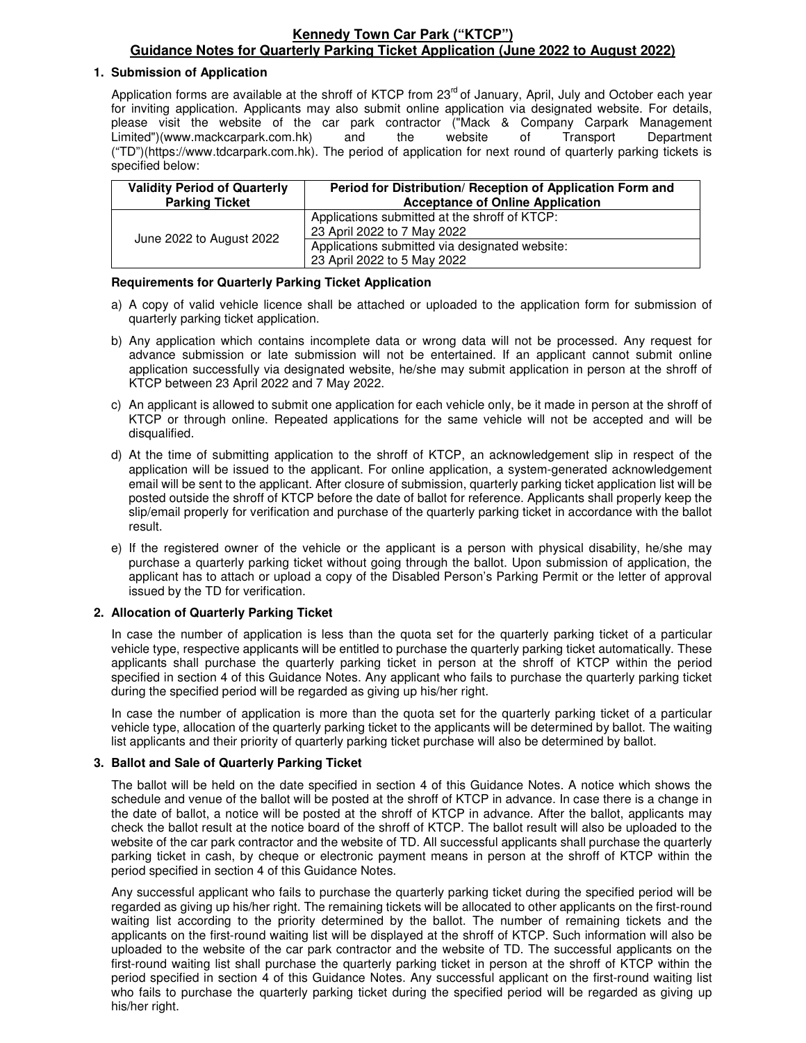# Kennedy Town Car Park ("KTCP")

## Guidance Notes for Quarterly Parking Ticket Application (June 2022 to August 2022)

### 1. Submission of Application

Application forms are available at the shroff of KTCP from 23rd of January, April, July and October each year for inviting application. Applicants may also submit online application via designated website. For details, please visit the website of the car park contractor ("Mack & Company Carpark Management Limited")(www.mackcarpark.com.hk) and the website of Transport Department ("TD")(https://www.tdcarpark.com.hk). The period of application for next round of quarterly parking tickets is specified below:

| Validity Period of Quarterly Parking Ticket | Period for Distribution/ Reception of Application Form and Acceptance of Online Application |
|---|---|
| June 2022 to August 2022 | Applications submitted at the shroff of KTCP: 23 April 2022 to 7 May 2022 |
| | Applications submitted via designated website: 23 April 2022 to 5 May 2022 |

**Requirements for Quarterly Parking Ticket Application**

a) A copy of valid vehicle licence shall be attached or uploaded to the application form for submission of quarterly parking ticket application.

b) Any application which contains incomplete data or wrong data will not be processed. Any request for advance submission or late submission will not be entertained. If an applicant cannot submit online application successfully via designated website, he/she may submit application in person at the shroff of KTCP between 23 April 2022 and 7 May 2022.

c) An applicant is allowed to submit one application for each vehicle only, be it made in person at the shroff of KTCP or through online. Repeated applications for the same vehicle will not be accepted and will be disqualified.

d) At the time of submitting application to the shroff of KTCP, an acknowledgement slip in respect of the application will be issued to the applicant. For online application, a system-generated acknowledgement email will be sent to the applicant. After closure of submission, quarterly parking ticket application list will be posted outside the shroff of KTCP before the date of ballot for reference. Applicants shall properly keep the slip/email properly for verification and purchase of the quarterly parking ticket in accordance with the ballot result.

e) If the registered owner of the vehicle or the applicant is a person with physical disability, he/she may purchase a quarterly parking ticket without going through the ballot. Upon submission of application, the applicant has to attach or upload a copy of the Disabled Person's Parking Permit or the letter of approval issued by the TD for verification.

### 2. Allocation of Quarterly Parking Ticket

In case the number of application is less than the quota set for the quarterly parking ticket of a particular vehicle type, respective applicants will be entitled to purchase the quarterly parking ticket automatically. These applicants shall purchase the quarterly parking ticket in person at the shroff of KTCP within the period specified in section 4 of this Guidance Notes. Any applicant who fails to purchase the quarterly parking ticket during the specified period will be regarded as giving up his/her right.

In case the number of application is more than the quota set for the quarterly parking ticket of a particular vehicle type, allocation of the quarterly parking ticket to the applicants will be determined by ballot. The waiting list applicants and their priority of quarterly parking ticket purchase will also be determined by ballot.

### 3. Ballot and Sale of Quarterly Parking Ticket

The ballot will be held on the date specified in section 4 of this Guidance Notes. A notice which shows the schedule and venue of the ballot will be posted at the shroff of KTCP in advance. In case there is a change in the date of ballot, a notice will be posted at the shroff of KTCP in advance. After the ballot, applicants may check the ballot result at the notice board of the shroff of KTCP. The ballot result will also be uploaded to the website of the car park contractor and the website of TD. All successful applicants shall purchase the quarterly parking ticket in cash, by cheque or electronic payment means in person at the shroff of KTCP within the period specified in section 4 of this Guidance Notes.

Any successful applicant who fails to purchase the quarterly parking ticket during the specified period will be regarded as giving up his/her right. The remaining tickets will be allocated to other applicants on the first-round waiting list according to the priority determined by the ballot. The number of remaining tickets and the applicants on the first-round waiting list will be displayed at the shroff of KTCP. Such information will also be uploaded to the website of the car park contractor and the website of TD. The successful applicants on the first-round waiting list shall purchase the quarterly parking ticket in person at the shroff of KTCP within the period specified in section 4 of this Guidance Notes. Any successful applicant on the first-round waiting list who fails to purchase the quarterly parking ticket during the specified period will be regarded as giving up his/her right.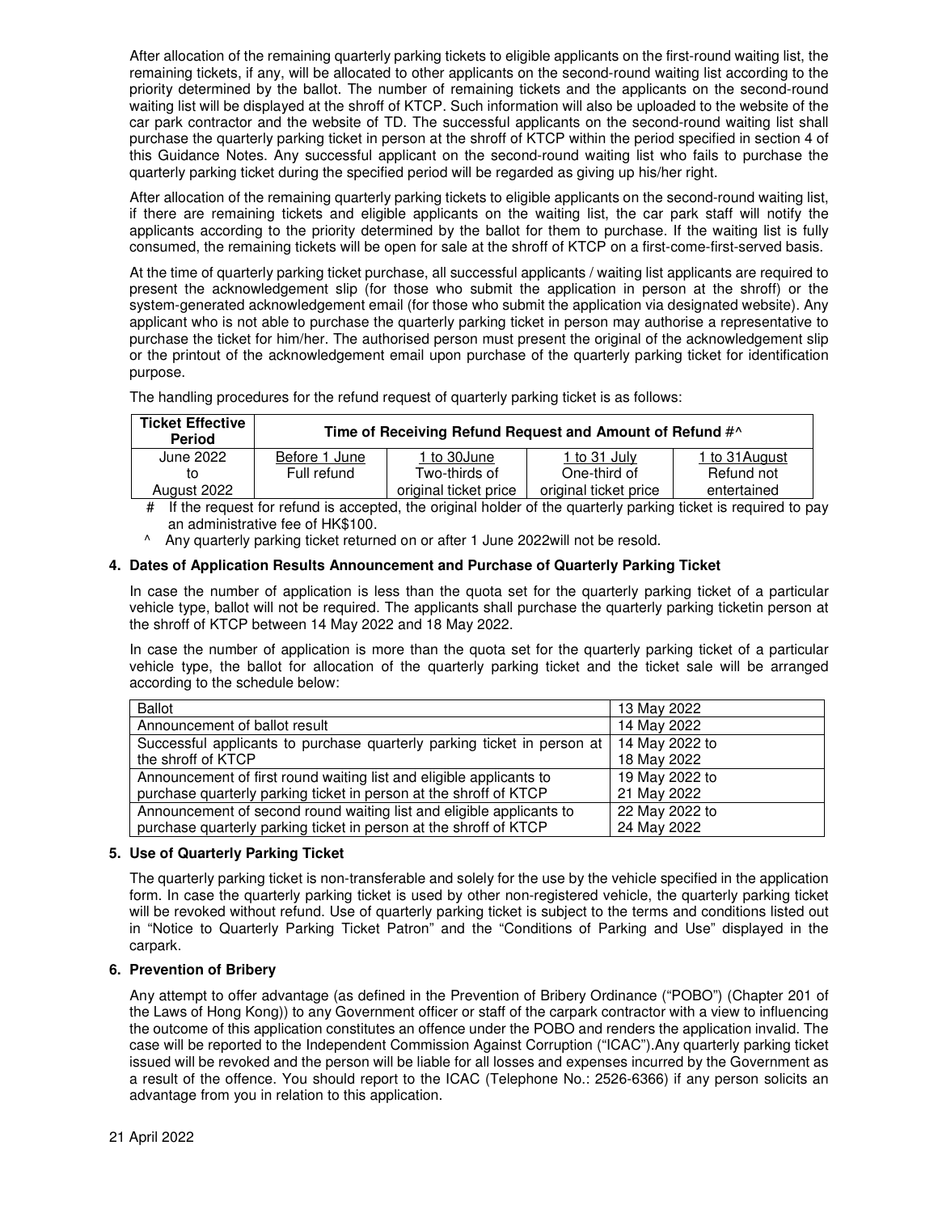After allocation of the remaining quarterly parking tickets to eligible applicants on the first-round waiting list, the remaining tickets, if any, will be allocated to other applicants on the second-round waiting list according to the priority determined by the ballot. The number of remaining tickets and the applicants on the second-round waiting list will be displayed at the shroff of KTCP. Such information will also be uploaded to the website of the car park contractor and the website of TD. The successful applicants on the second-round waiting list shall purchase the quarterly parking ticket in person at the shroff of KTCP within the period specified in section 4 of this Guidance Notes. Any successful applicant on the second-round waiting list who fails to purchase the quarterly parking ticket during the specified period will be regarded as giving up his/her right.

After allocation of the remaining quarterly parking tickets to eligible applicants on the second-round waiting list, if there are remaining tickets and eligible applicants on the waiting list, the car park staff will notify the applicants according to the priority determined by the ballot for them to purchase. If the waiting list is fully consumed, the remaining tickets will be open for sale at the shroff of KTCP on a first-come-first-served basis.

At the time of quarterly parking ticket purchase, all successful applicants / waiting list applicants are required to present the acknowledgement slip (for those who submit the application in person at the shroff) or the system-generated acknowledgement email (for those who submit the application via designated website). Any applicant who is not able to purchase the quarterly parking ticket in person may authorise a representative to purchase the ticket for him/her. The authorised person must present the original of the acknowledgement slip or the printout of the acknowledgement email upon purchase of the quarterly parking ticket for identification purpose.

The handling procedures for the refund request of quarterly parking ticket is as follows:

| Ticket Effective Period | Time of Receiving Refund Request and Amount of Refund #^ | | | |
|---|---|---|---|---|
| | Before 1 June | 1 to 30June | 1 to 31 July | 1 to 31August |
| June 2022 to August 2022 | Full refund | Two-thirds of original ticket price | One-third of original ticket price | Refund not entertained |

\# If the request for refund is accepted, the original holder of the quarterly parking ticket is required to pay an administrative fee of HK$100.

^ Any quarterly parking ticket returned on or after 1 June 2022will not be resold.

## 4. Dates of Application Results Announcement and Purchase of Quarterly Parking Ticket

In case the number of application is less than the quota set for the quarterly parking ticket of a particular vehicle type, ballot will not be required. The applicants shall purchase the quarterly parking ticketin person at the shroff of KTCP between 14 May 2022 and 18 May 2022.

In case the number of application is more than the quota set for the quarterly parking ticket of a particular vehicle type, the ballot for allocation of the quarterly parking ticket and the ticket sale will be arranged according to the schedule below:

| | |
|---|---|
| Ballot | 13 May 2022 |
| Announcement of ballot result | 14 May 2022 |
| Successful applicants to purchase quarterly parking ticket in person at the shroff of KTCP | 14 May 2022 to 18 May 2022 |
| Announcement of first round waiting list and eligible applicants to purchase quarterly parking ticket in person at the shroff of KTCP | 19 May 2022 to 21 May 2022 |
| Announcement of second round waiting list and eligible applicants to purchase quarterly parking ticket in person at the shroff of KTCP | 22 May 2022 to 24 May 2022 |

## 5. Use of Quarterly Parking Ticket

The quarterly parking ticket is non-transferable and solely for the use by the vehicle specified in the application form. In case the quarterly parking ticket is used by other non-registered vehicle, the quarterly parking ticket will be revoked without refund. Use of quarterly parking ticket is subject to the terms and conditions listed out in "Notice to Quarterly Parking Ticket Patron" and the "Conditions of Parking and Use" displayed in the carpark.

## 6. Prevention of Bribery

Any attempt to offer advantage (as defined in the Prevention of Bribery Ordinance ("POBO") (Chapter 201 of the Laws of Hong Kong)) to any Government officer or staff of the carpark contractor with a view to influencing the outcome of this application constitutes an offence under the POBO and renders the application invalid. The case will be reported to the Independent Commission Against Corruption ("ICAC").Any quarterly parking ticket issued will be revoked and the person will be liable for all losses and expenses incurred by the Government as a result of the offence. You should report to the ICAC (Telephone No.: 2526-6366) if any person solicits an advantage from you in relation to this application.

21 April 2022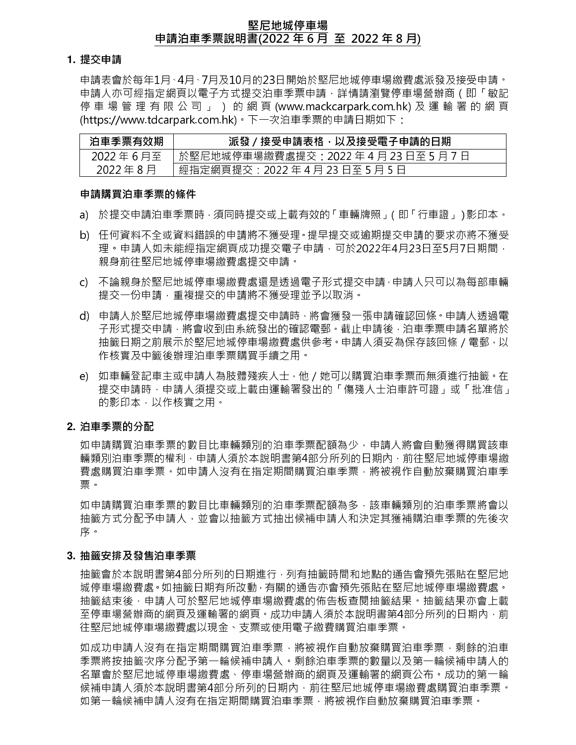# 堅尼地城停車場
# 申請泊車季票說明書(2022 年 6 月 至 2022 年 8 月)

## 1. 提交申請

申請表會於每年1月、4月、7月及10月的23日開始於堅尼地城停車場繳費處派發及接受申請。申請人亦可經指定網頁以電子方式提交泊車季票申請，詳情請瀏覽停車場營辦商（即「敏記停車場管理有限公司」）的網頁(www.mackcarpark.com.hk)及運輸署的網頁(https://www.tdcarpark.com.hk)。下一次泊車季票的申請日期如下：

| 泊車季票有效期 | 派發／接受申請表格，以及接受電子申請的日期 |
|---|---|
| 2022 年 6 月至 2022 年 8 月 | 於堅尼地城停車場繳費處提交：2022 年 4 月 23 日至 5 月 7 日 |
| | 經指定網頁提交：2022 年 4 月 23 日至 5 月 5 日 |

### 申請購買泊車季票的條件

a) 於提交申請泊車季票時，須同時提交或上載有效的「車輛牌照」（即「行車證」）影印本。

b) 任何資料不全或資料錯誤的申請將不獲受理。提早提交或逾期提交申請的要求亦將不獲受理。申請人如未能經指定網頁成功提交電子申請，可於2022年4月23日至5月7日期間，親身前往堅尼地城停車場繳費處提交申請。

c) 不論親身於堅尼地城停車場繳費處還是透過電子形式提交申請，申請人只可以為每部車輛提交一份申請，重複提交的申請將不獲受理並予以取消。

d) 申請人於堅尼地城停車場繳費處提交申請時，將會獲發一張申請確認回條。申請人透過電子形式提交申請，將會收到由系統發出的確認電郵。截止申請後，泊車季票申請名單將於抽籤日期之前展示於堅尼地城停車場繳費處供參考。申請人須妥為保存該回條／電郵，以作核實及中籤後辦理泊車季票購買手續之用。

e) 如車輛登記車主或申請人為肢體殘疾人士，他／她可以購買泊車季票而無須進行抽籤。在提交申請時，申請人須提交或上載由運輸署發出的「傷殘人士泊車許可證」或「批准信」的影印本，以作核實之用。

## 2. 泊車季票的分配

如申請購買泊車季票的數目比車輛類別的泊車季票配額為少，申請人將會自動獲得購買該車輛類別泊車季票的權利，申請人須於本說明書第4部分所列的日期內，前往堅尼地城停車場繳費處購買泊車季票。如申請人沒有在指定期間購買泊車季票，將被視作自動放棄購買泊車季票。

如申請購買泊車季票的數目比車輛類別的泊車季票配額為多，該車輛類別的泊車季票將會以抽籤方式分配予申請人，並會以抽籤方式抽出候補申請人和決定其獲補購泊車季票的先後次序。

## 3. 抽籤安排及發售泊車季票

抽籤會於本說明書第4部分所列的日期進行，列有抽籤時間和地點的通告會預先張貼在堅尼地城停車場繳費處。如抽籤日期有所改動，有關的通告亦會預先張貼在堅尼地城停車場繳費處。抽籤結束後，申請人可於堅尼地城停車場繳費處的佈告板查閱抽籤結果。抽籤結果亦會上載至停車場營辦商的網頁及運輸署的網頁。成功申請人須於本說明書第4部分所列的日期內，前往堅尼地城停車場繳費處以現金、支票或使用電子繳費購買泊車季票。

如成功申請人沒有在指定期間購買泊車季票，將被視作自動放棄購買泊車季票，剩餘的泊車季票將按抽籤次序分配予第一輪候補申請人。剩餘泊車季票的數量以及第一輪候補申請人的名單會於堅尼地城停車場繳費處、停車場營辦商的網頁及運輸署的網頁公布。成功的第一輪候補申請人須於本說明書第4部分所列的日期內，前往堅尼地城停車場繳費處購買泊車季票。如第一輪候補申請人沒有在指定期間購買泊車季票，將被視作自動放棄購買泊車季票。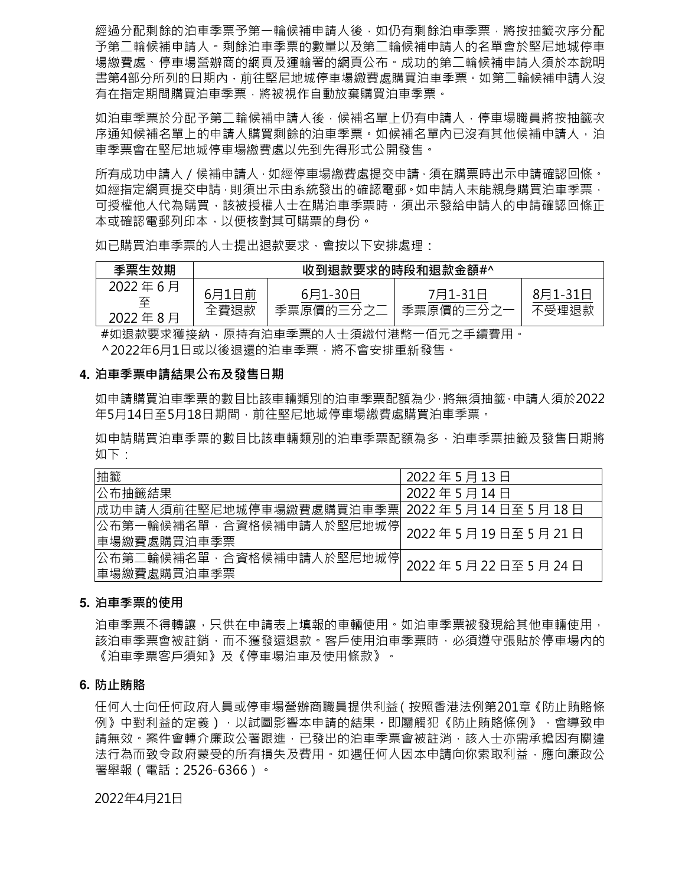經過分配剩餘的泊車季票予第一輪候補申請人後，如仍有剩餘泊車季票，將按抽籤次序分配予第二輪候補申請人。剩餘泊車季票的數量以及第二輪候補申請人的名單會於堅尼地城停車場繳費處、停車場營辦商的網頁及運輸署的網頁公布。成功的第二輪候補申請人須於本說明書第4部分所列的日期內，前往堅尼地城停車場繳費處購買泊車季票。如第二輪候補申請人沒有在指定期間購買泊車季票，將被視作自動放棄購買泊車季票。

如泊車季票於分配予第二輪候補申請人後，候補名單上仍有申請人，停車場職員將按抽籤次序通知候補名單上的申請人購買剩餘的泊車季票。如候補名單內已沒有其他候補申請人，泊車季票會在堅尼地城停車場繳費處以先到先得形式公開發售。

所有成功申請人 / 候補申請人，如經停車場繳費處提交申請，須在購票時出示申請確認回條。如經指定網頁提交申請，則須出示由系統發出的確認電郵。如申請人未能親身購買泊車季票，可授權他人代為購買，該被授權人士在購泊車季票時，須出示發給申請人的申請確認回條正本或確認電郵列印本，以便核對其可購票的身份。

如已購買泊車季票的人士提出退款要求，會按以下安排處理：

| 季票生效期 | 收到退款要求的時段和退款金額#^ | | | |
|---|---|---|---|---|
| 2022 年 6 月<br>至<br>2022 年 8 月 | 6月1日前<br>全費退款 | 6月1-30日<br>季票原價的三分之二 | 7月1-31日<br>季票原價的三分之一 | 8月1-31日<br>不受理退款 |

#如退款要求獲接納，原持有泊車季票的人士須繳付港幣一佰元之手續費用。
^2022年6月1日或以後退還的泊車季票，將不會安排重新發售。

### 4. 泊車季票申請結果公布及發售日期

如申請購買泊車季票的數目比該車輛類別的泊車季票配額為少，將無須抽籤，申請人須於2022年5月14日至5月18日期間，前往堅尼地城停車場繳費處購買泊車季票。

如申請購買泊車季票的數目比該車輛類別的泊車季票配額為多，泊車季票抽籤及發售日期將如下：

| | |
|---|---|
| 抽籤 | 2022 年 5 月 13 日 |
| 公布抽籤結果 | 2022 年 5 月 14 日 |
| 成功申請人須前往堅尼地城停車場繳費處購買泊車季票 | 2022 年 5 月 14 日至 5 月 18 日 |
| 公布第一輪候補名單，合資格候補申請人於堅尼地城停車場繳費處購買泊車季票 | 2022 年 5 月 19 日至 5 月 21 日 |
| 公布第二輪候補名單，合資格候補申請人於堅尼地城停車場繳費處購買泊車季票 | 2022 年 5 月 22 日至 5 月 24 日 |

### 5. 泊車季票的使用

泊車季票不得轉讓，只供在申請表上填報的車輛使用。如泊車季票被發現給其他車輛使用，該泊車季票會被註銷，而不獲發還退款。客戶使用泊車季票時，必須遵守張貼於停車場內的《泊車季票客戶須知》及《停車場泊車及使用條款》。

### 6. 防止賄賂

任何人士向任何政府人員或停車場營辦商職員提供利益（按照香港法例第201章《防止賄賂條例》中對利益的定義），以試圖影響本申請的結果，即屬觸犯《防止賄賂條例》，會導致申請無效。案件會轉介廉政公署跟進，已發出的泊車季票會被註消，該人士亦需承擔因有關違法行為而致令政府蒙受的所有損失及費用。如遇任何人因本申請向你索取利益，應向廉政公署舉報（電話：2526-6366）。

2022年4月21日